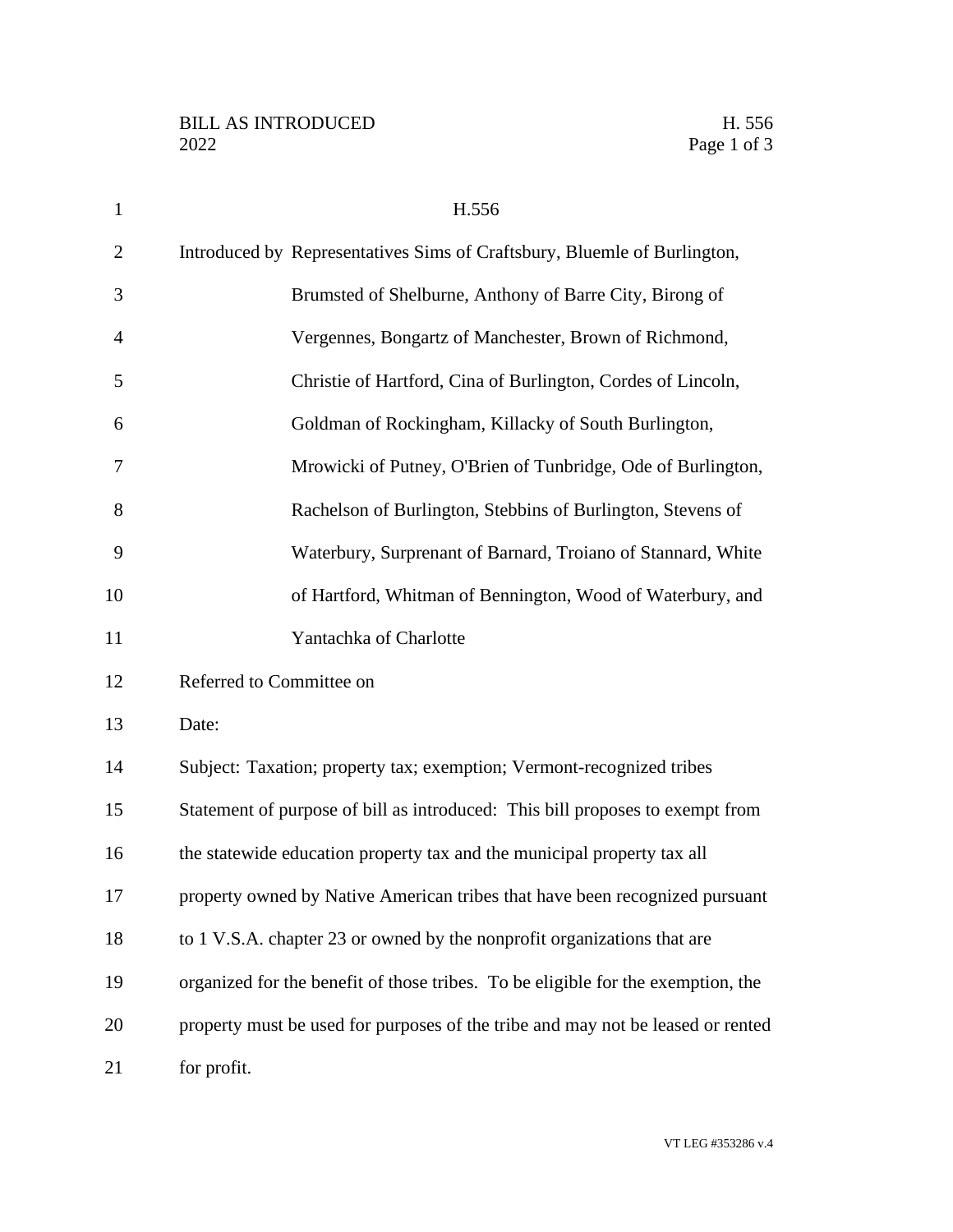# H.556

Introduced by Representatives Sims of Craftsbury, Bluemle of Burlington, Brumsted of Shelburne, Anthony of Barre City, Birong of Vergennes, Bongartz of Manchester, Brown of Richmond, Christie of Hartford, Cina of Burlington, Cordes of Lincoln, Goldman of Rockingham, Killacky of South Burlington, Mrowicki of Putney, O'Brien of Tunbridge, Ode of Burlington, Rachelson of Burlington, Stebbins of Burlington, Stevens of Waterbury, Surprenant of Barnard, Troiano of Stannard, White of Hartford, Whitman of Bennington, Wood of Waterbury, and Yantachka of Charlotte

Referred to Committee on

Date:

Subject: Taxation; property tax; exemption; Vermont-recognized tribes

Statement of purpose of bill as introduced: This bill proposes to exempt from the statewide education property tax and the municipal property tax all property owned by Native American tribes that have been recognized pursuant to 1 V.S.A. chapter 23 or owned by the nonprofit organizations that are organized for the benefit of those tribes. To be eligible for the exemption, the property must be used for purposes of the tribe and may not be leased or rented for profit.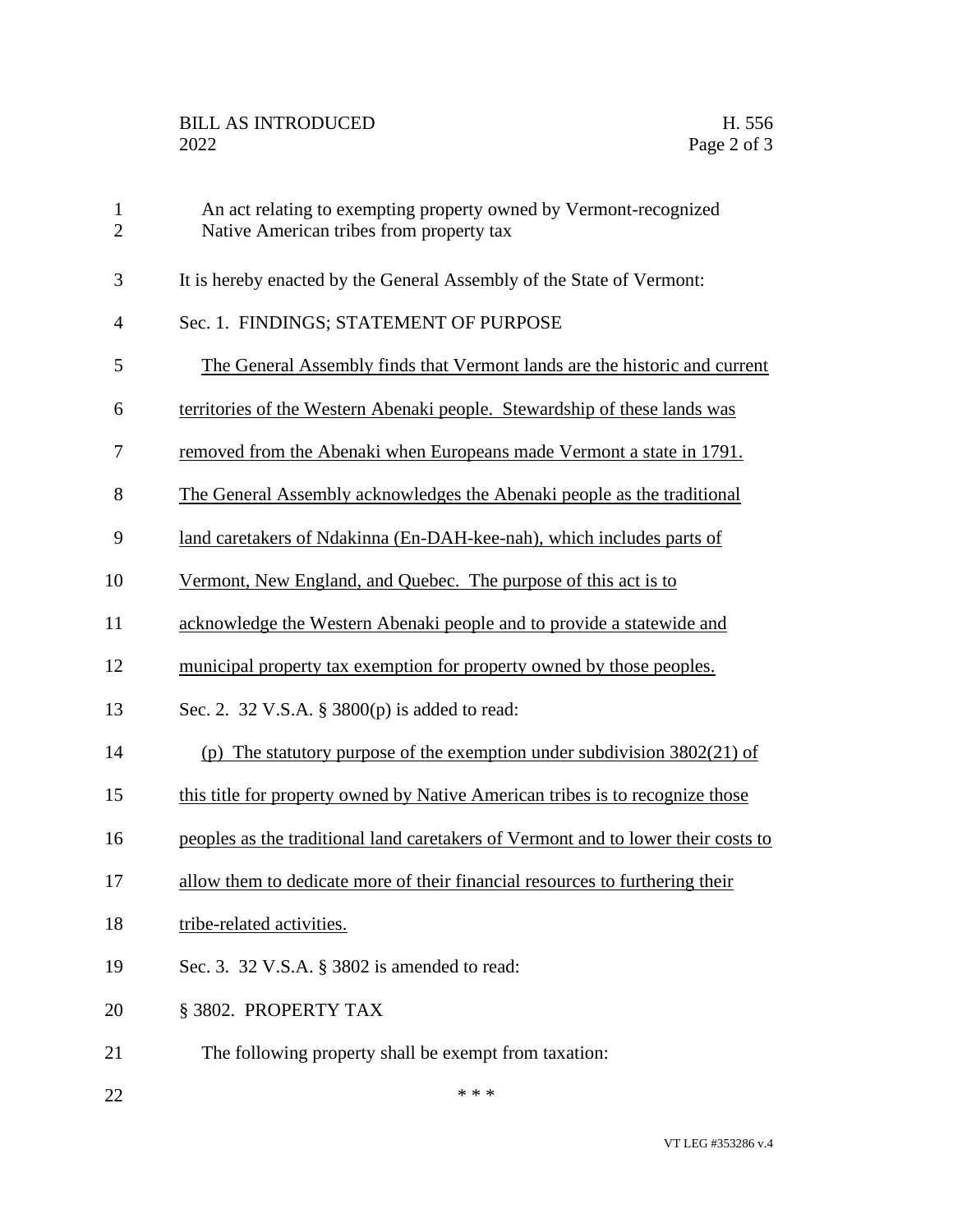An act relating to exempting property owned by Vermont-recognized Native American tribes from property tax

It is hereby enacted by the General Assembly of the State of Vermont:

Sec. 1. FINDINGS; STATEMENT OF PURPOSE

The General Assembly finds that Vermont lands are the historic and current territories of the Western Abenaki people. Stewardship of these lands was removed from the Abenaki when Europeans made Vermont a state in 1791. The General Assembly acknowledges the Abenaki people as the traditional land caretakers of Ndakinna (En-DAH-kee-nah), which includes parts of Vermont, New England, and Quebec. The purpose of this act is to acknowledge the Western Abenaki people and to provide a statewide and municipal property tax exemption for property owned by those peoples.

Sec. 2. 32 V.S.A. § 3800(p) is added to read:

(p) The statutory purpose of the exemption under subdivision 3802(21) of this title for property owned by Native American tribes is to recognize those peoples as the traditional land caretakers of Vermont and to lower their costs to allow them to dedicate more of their financial resources to furthering their tribe-related activities.

Sec. 3. 32 V.S.A. § 3802 is amended to read:

§ 3802. PROPERTY TAX

The following property shall be exempt from taxation:

\* \* \*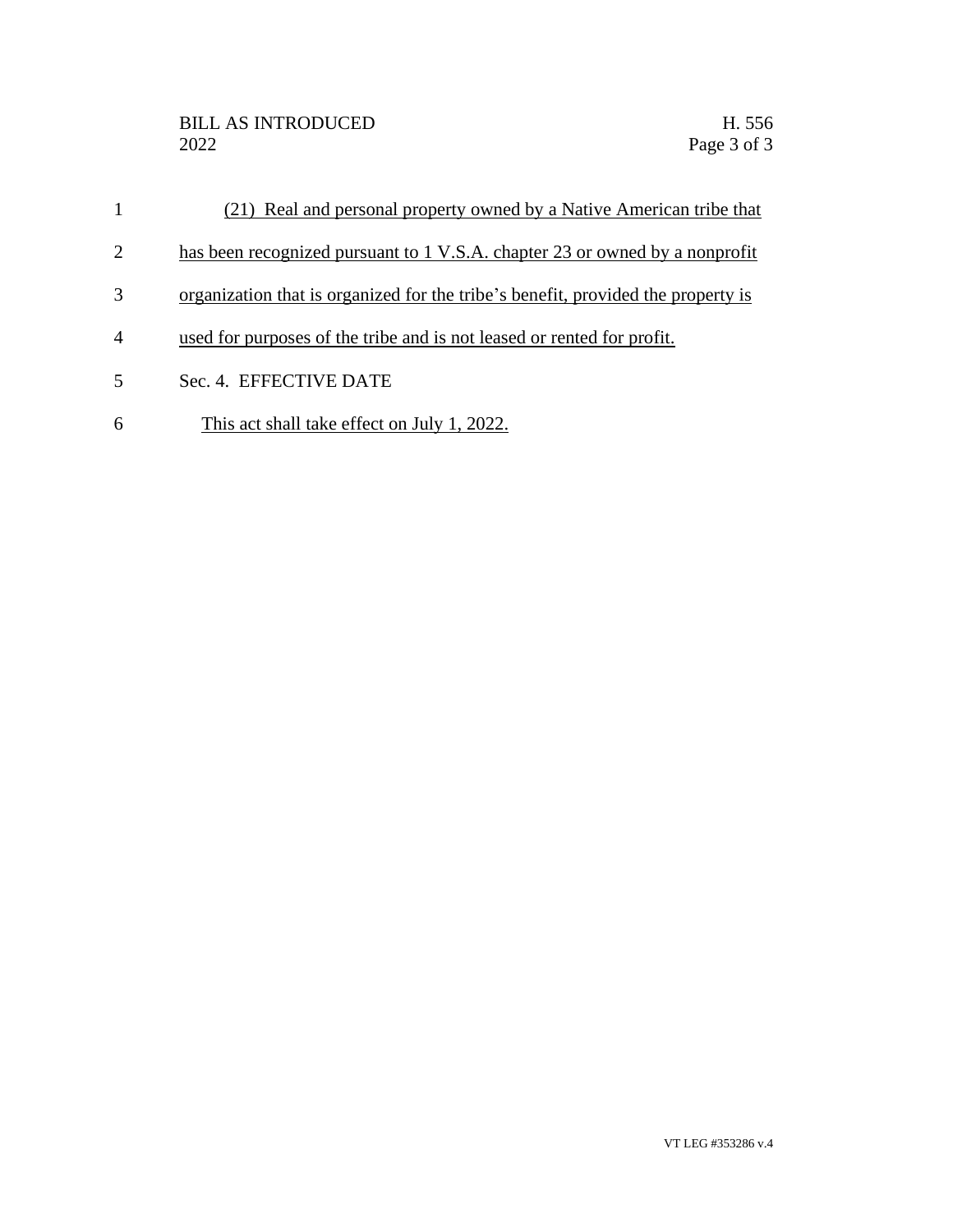(21) Real and personal property owned by a Native American tribe that has been recognized pursuant to 1 V.S.A. chapter 23 or owned by a nonprofit organization that is organized for the tribe's benefit, provided the property is used for purposes of the tribe and is not leased or rented for profit.

Sec. 4. EFFECTIVE DATE

This act shall take effect on July 1, 2022.